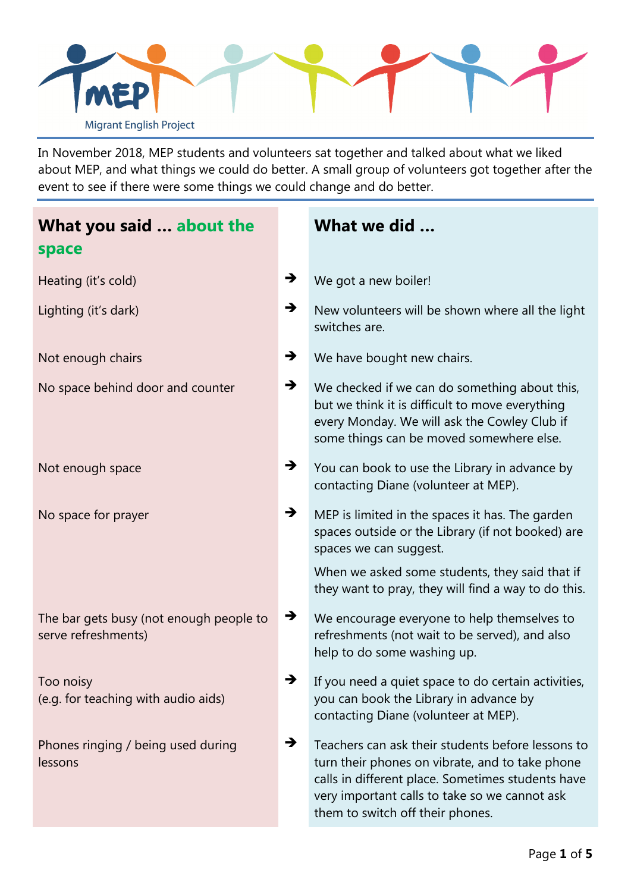Migrant English Project

In November 2018, MEP students and volunteers sat together and talked about what we liked about MEP, and what things we could do better. A small group of volunteers got together after the event to see if there were some things we could change and do better.

| What you said … about the space | | What we did … |
|---|---|---|
| Heating (it's cold) | ➔ | We got a new boiler! |
| Lighting (it's dark) | ➔ | New volunteers will be shown where all the light switches are. |
| Not enough chairs | ➔ | We have bought new chairs. |
| No space behind door and counter | ➔ | We checked if we can do something about this, but we think it is difficult to move everything every Monday. We will ask the Cowley Club if some things can be moved somewhere else. |
| Not enough space | ➔ | You can book to use the Library in advance by contacting Diane (volunteer at MEP). |
| No space for prayer | ➔ | MEP is limited in the spaces it has. The garden spaces outside or the Library (if not booked) are spaces we can suggest.<br><br>When we asked some students, they said that if they want to pray, they will find a way to do this. |
| The bar gets busy (not enough people to serve refreshments) | ➔ | We encourage everyone to help themselves to refreshments (not wait to be served), and also help to do some washing up. |
| Too noisy<br>(e.g. for teaching with audio aids) | ➔ | If you need a quiet space to do certain activities, you can book the Library in advance by contacting Diane (volunteer at MEP). |
| Phones ringing / being used during lessons | ➔ | Teachers can ask their students before lessons to turn their phones on vibrate, and to take phone calls in different place. Sometimes students have very important calls to take so we cannot ask them to switch off their phones. |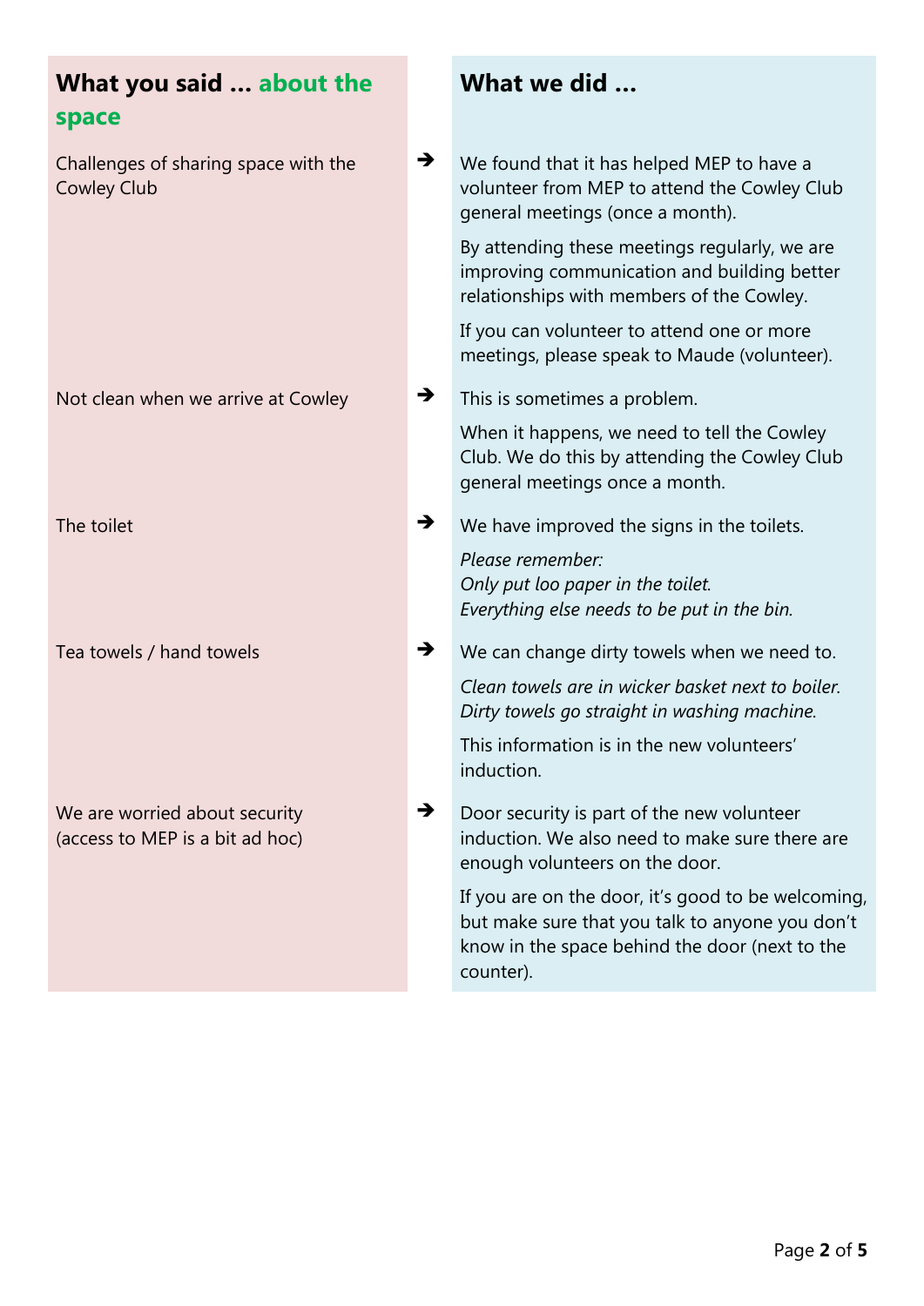| What you said … about the space | | What we did … |
|---|---|---|
| Challenges of sharing space with the Cowley Club | ➔ | We found that it has helped MEP to have a volunteer from MEP to attend the Cowley Club general meetings (once a month).<br><br>By attending these meetings regularly, we are improving communication and building better relationships with members of the Cowley.<br><br>If you can volunteer to attend one or more meetings, please speak to Maude (volunteer). |
| Not clean when we arrive at Cowley | ➔ | This is sometimes a problem.<br><br>When it happens, we need to tell the Cowley Club. We do this by attending the Cowley Club general meetings once a month. |
| The toilet | ➔ | We have improved the signs in the toilets.<br><br>*Please remember:*<br>*Only put loo paper in the toilet.*<br>*Everything else needs to be put in the bin.* |
| Tea towels / hand towels | ➔ | We can change dirty towels when we need to.<br><br>*Clean towels are in wicker basket next to boiler.*<br>*Dirty towels go straight in washing machine.*<br><br>This information is in the new volunteers' induction. |
| We are worried about security (access to MEP is a bit ad hoc) | ➔ | Door security is part of the new volunteer induction. We also need to make sure there are enough volunteers on the door.<br><br>If you are on the door, it's good to be welcoming, but make sure that you talk to anyone you don't know in the space behind the door (next to the counter). |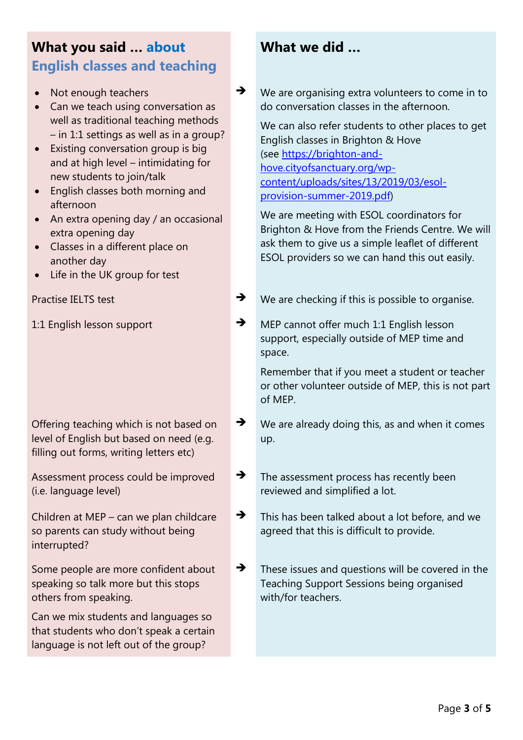## What you said ... about English classes and teaching

## What we did ...

- Not enough teachers
- Can we teach using conversation as well as traditional teaching methods – in 1:1 settings as well as in a group?
- Existing conversation group is big and at high level – intimidating for new students to join/talk
- English classes both morning and afternoon
- An extra opening day / an occasional extra opening day
- Classes in a different place on another day
- Life in the UK group for test

➔ We are organising extra volunteers to come in to do conversation classes in the afternoon.

We can also refer students to other places to get English classes in Brighton & Hove (see [https://brighton-and-hove.cityofsanctuary.org/wp-content/uploads/sites/13/2019/03/esol-provision-summer-2019.pdf](https://brighton-and-hove.cityofsanctuary.org/wp-content/uploads/sites/13/2019/03/esol-provision-summer-2019.pdf))

We are meeting with ESOL coordinators for Brighton & Hove from the Friends Centre. We will ask them to give us a simple leaflet of different ESOL providers so we can hand this out easily.

Practise IELTS test

➔ We are checking if this is possible to organise.

1:1 English lesson support

➔ MEP cannot offer much 1:1 English lesson support, especially outside of MEP time and space.

Remember that if you meet a student or teacher or other volunteer outside of MEP, this is not part of MEP.

Offering teaching which is not based on level of English but based on need (e.g. filling out forms, writing letters etc)

➔ We are already doing this, as and when it comes up.

Assessment process could be improved (i.e. language level)

➔ The assessment process has recently been reviewed and simplified a lot.

Children at MEP – can we plan childcare so parents can study without being interrupted?

➔ This has been talked about a lot before, and we agreed that this is difficult to provide.

Some people are more confident about speaking so talk more but this stops others from speaking.

Can we mix students and languages so that students who don't speak a certain language is not left out of the group?

➔ These issues and questions will be covered in the Teaching Support Sessions being organised with/for teachers.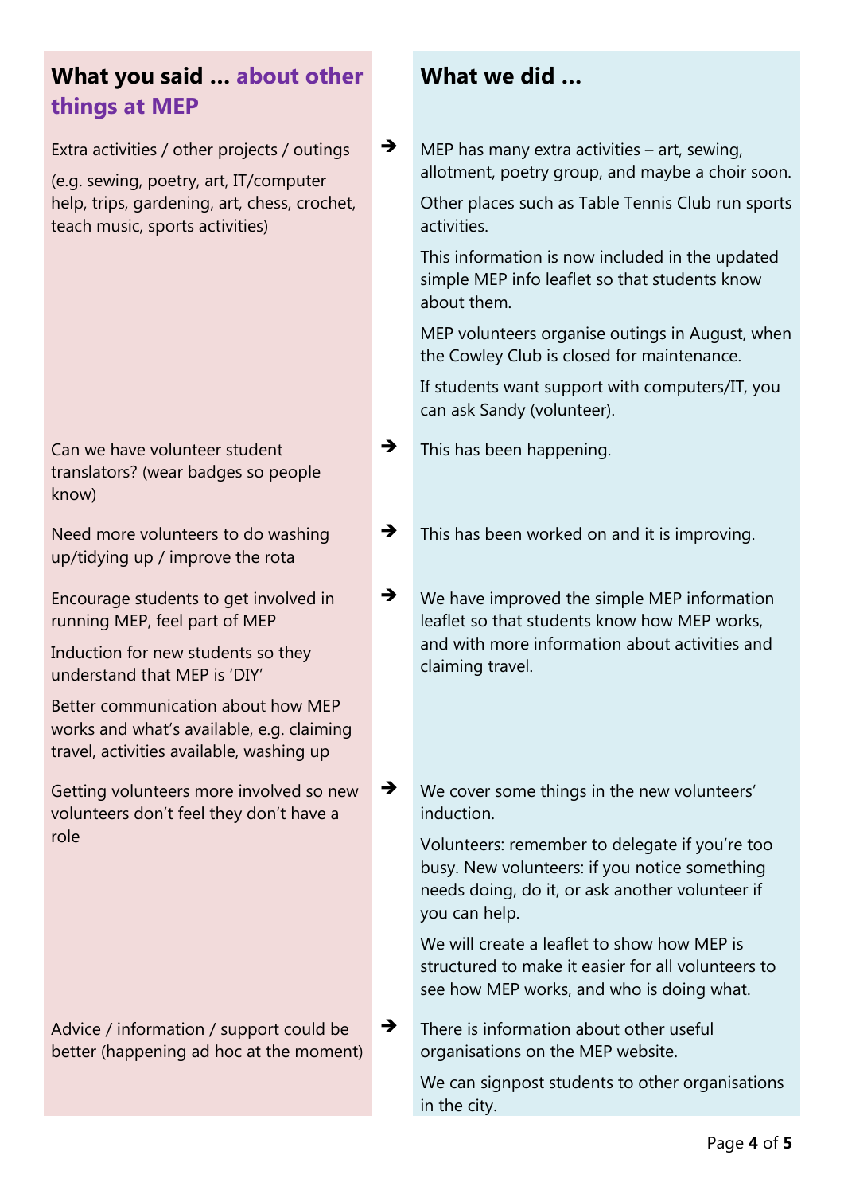| What you said … about other things at MEP | | What we did … |
| --- | --- | --- |
| Extra activities / other projects / outings<br><br>(e.g. sewing, poetry, art, IT/computer help, trips, gardening, art, chess, crochet, teach music, sports activities) | ➔ | MEP has many extra activities – art, sewing, allotment, poetry group, and maybe a choir soon.<br><br>Other places such as Table Tennis Club run sports activities.<br><br>This information is now included in the updated simple MEP info leaflet so that students know about them.<br><br>MEP volunteers organise outings in August, when the Cowley Club is closed for maintenance.<br><br>If students want support with computers/IT, you can ask Sandy (volunteer). |
| Can we have volunteer student translators? (wear badges so people know) | ➔ | This has been happening. |
| Need more volunteers to do washing up/tidying up / improve the rota | ➔ | This has been worked on and it is improving. |
| Encourage students to get involved in running MEP, feel part of MEP<br><br>Induction for new students so they understand that MEP is 'DIY'<br><br>Better communication about how MEP works and what's available, e.g. claiming travel, activities available, washing up | ➔ | We have improved the simple MEP information leaflet so that students know how MEP works, and with more information about activities and claiming travel. |
| Getting volunteers more involved so new volunteers don't feel they don't have a role | ➔ | We cover some things in the new volunteers' induction.<br><br>Volunteers: remember to delegate if you're too busy. New volunteers: if you notice something needs doing, do it, or ask another volunteer if you can help.<br><br>We will create a leaflet to show how MEP is structured to make it easier for all volunteers to see how MEP works, and who is doing what. |
| Advice / information / support could be better (happening ad hoc at the moment) | ➔ | There is information about other useful organisations on the MEP website.<br><br>We can signpost students to other organisations in the city. |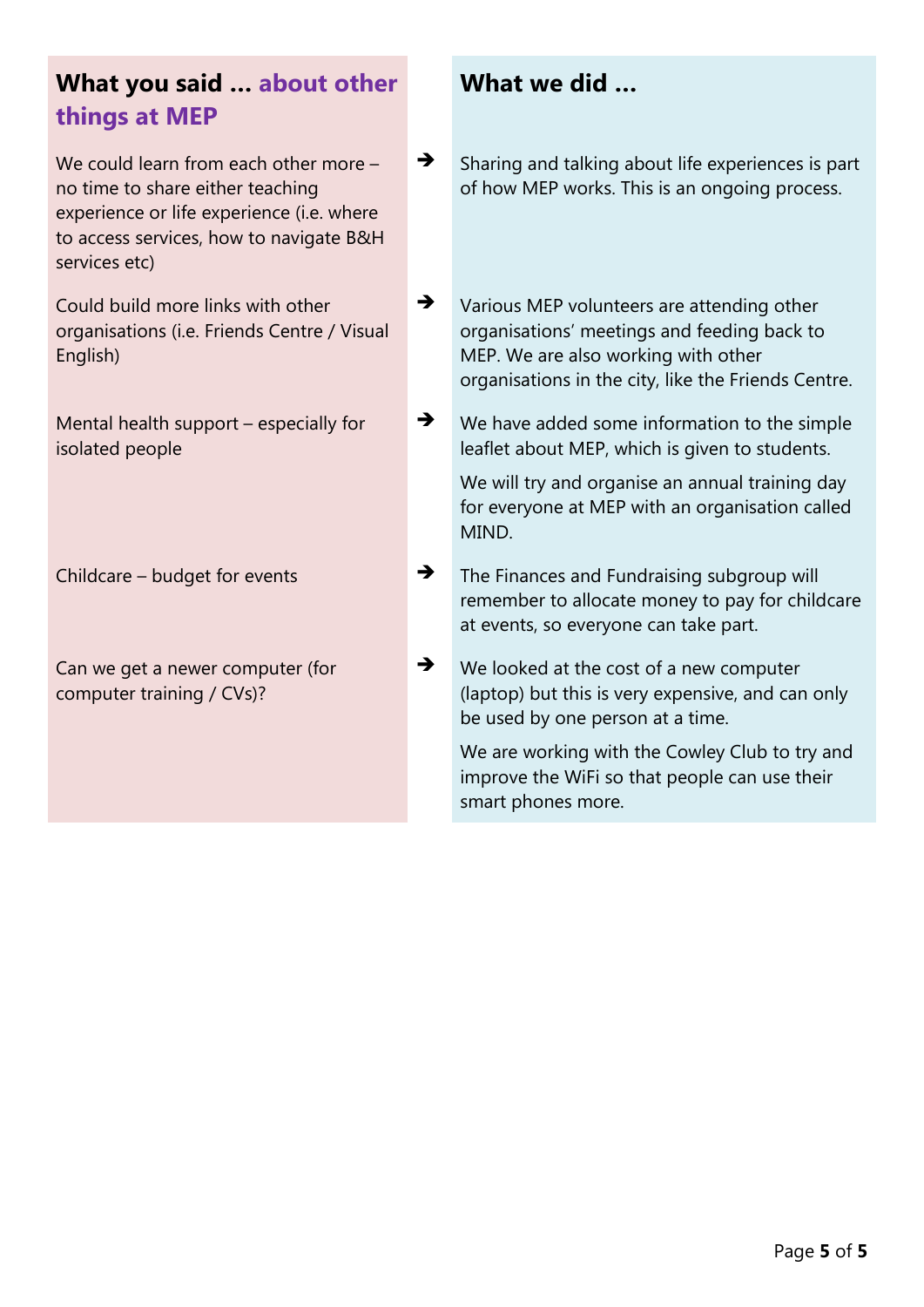| What you said … about other things at MEP | | What we did … |
| --- | --- | --- |
| We could learn from each other more – no time to share either teaching experience or life experience (i.e. where to access services, how to navigate B&H services etc) | ➔ | Sharing and talking about life experiences is part of how MEP works. This is an ongoing process. |
| Could build more links with other organisations (i.e. Friends Centre / Visual English) | ➔ | Various MEP volunteers are attending other organisations' meetings and feeding back to MEP. We are also working with other organisations in the city, like the Friends Centre. |
| Mental health support – especially for isolated people | ➔ | We have added some information to the simple leaflet about MEP, which is given to students.<br><br>We will try and organise an annual training day for everyone at MEP with an organisation called MIND. |
| Childcare – budget for events | ➔ | The Finances and Fundraising subgroup will remember to allocate money to pay for childcare at events, so everyone can take part. |
| Can we get a newer computer (for computer training / CVs)? | ➔ | We looked at the cost of a new computer (laptop) but this is very expensive, and can only be used by one person at a time.<br><br>We are working with the Cowley Club to try and improve the WiFi so that people can use their smart phones more. |